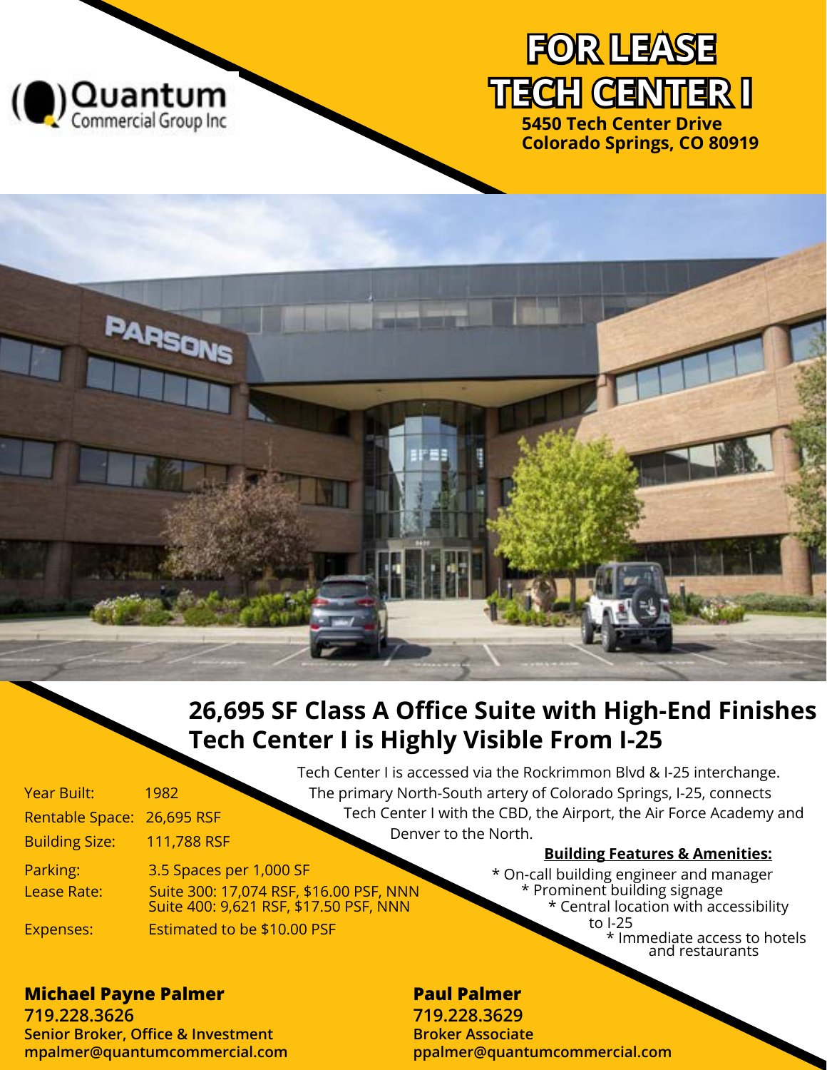Quantum Commercial Group Inc

# FOR LEASE
# TECH CENTER I

**5450 Tech Center Drive**
**Colorado Springs, CO 80919**

## 26,695 SF Class A Office Suite with High-End Finishes
## Tech Center I is Highly Visible From I-25

| | |
|---|---|
| Year Built: | 1982 |
| Rentable Space: | 26,695 RSF |
| Building Size: | 111,788 RSF |
| Parking: | 3.5 Spaces per 1,000 SF |
| Lease Rate: | Suite 300: 17,074 RSF, $16.00 PSF, NNN<br>Suite 400: 9,621 RSF, $17.50 PSF, NNN |
| Expenses: | Estimated to be $10.00 PSF |

Tech Center I is accessed via the Rockrimmon Blvd & I-25 interchange. The primary North-South artery of Colorado Springs, I-25, connects Tech Center I with the CBD, the Airport, the Air Force Academy and Denver to the North.

**Building Features & Amenities:**

* On-call building engineer and manager
* Prominent building signage
* Central location with accessibility to I-25
* Immediate access to hotels and restaurants

**Michael Payne Palmer**
**719.228.3626**
**Senior Broker, Office & Investment**
**mpalmer@quantumcommercial.com**

**Paul Palmer**
**719.228.3629**
**Broker Associate**
**ppalmer@quantumcommercial.com**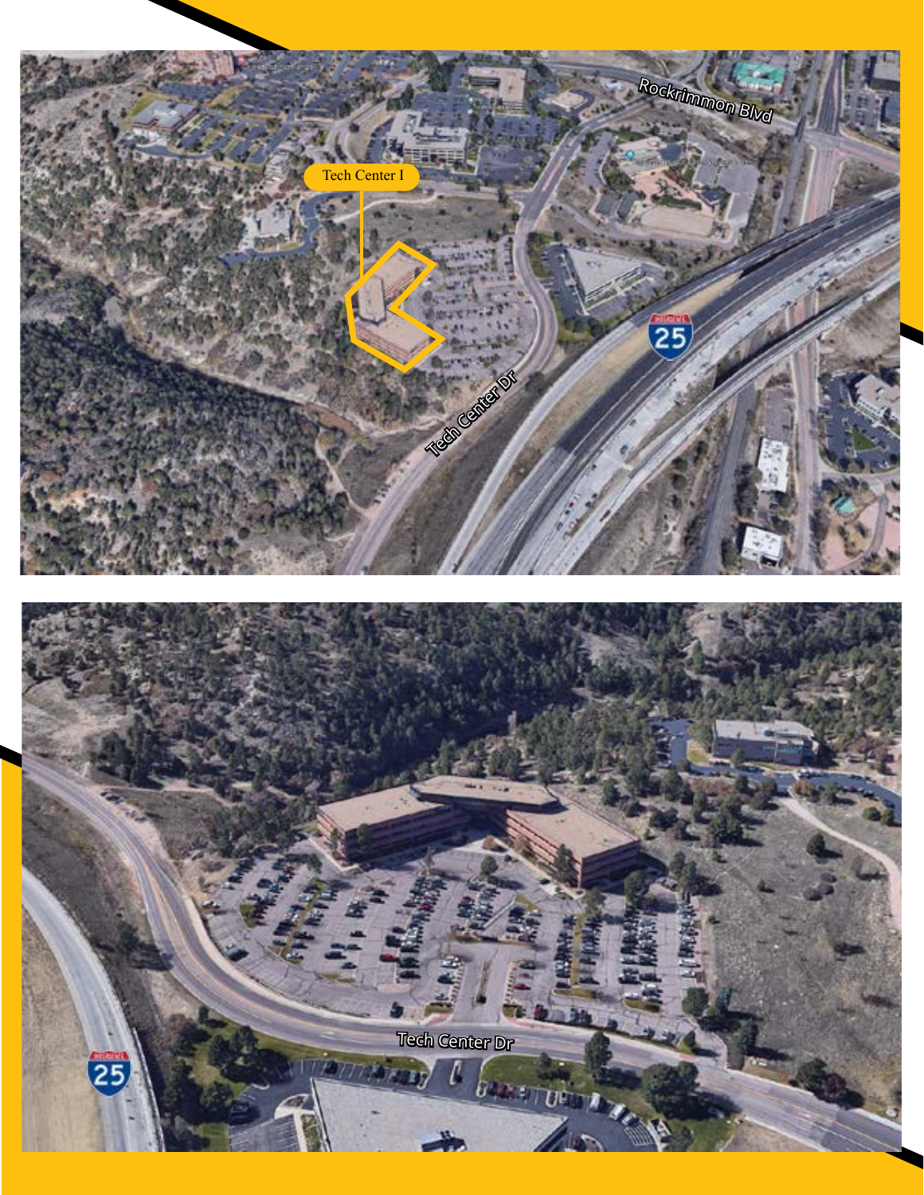Tech Center I

Rockrimmon Blvd

Tech Center Dr

25

Tech Center Dr

25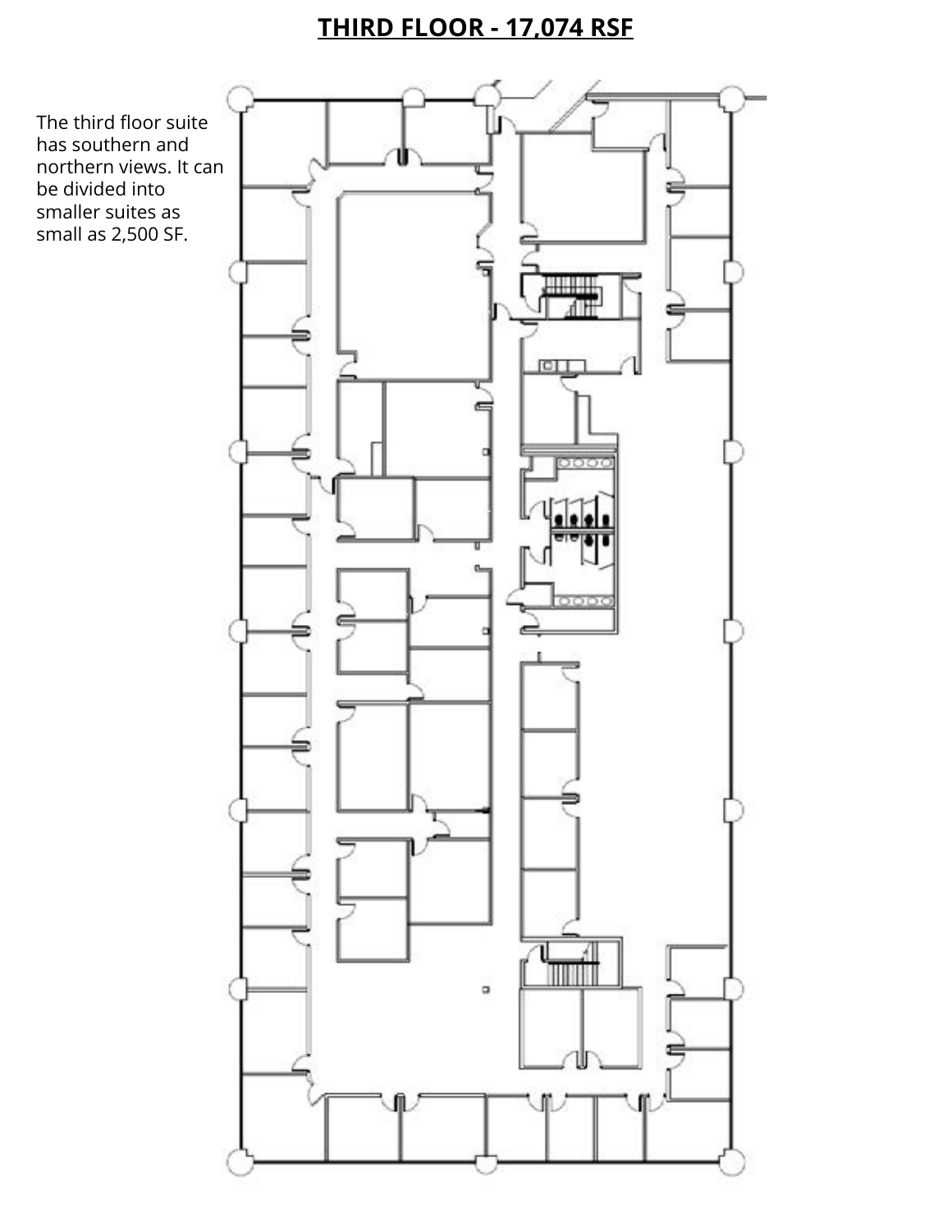# THIRD FLOOR - 17,074 RSF

The third floor suite has southern and northern views. It can be divided into smaller suites as small as 2,500 SF.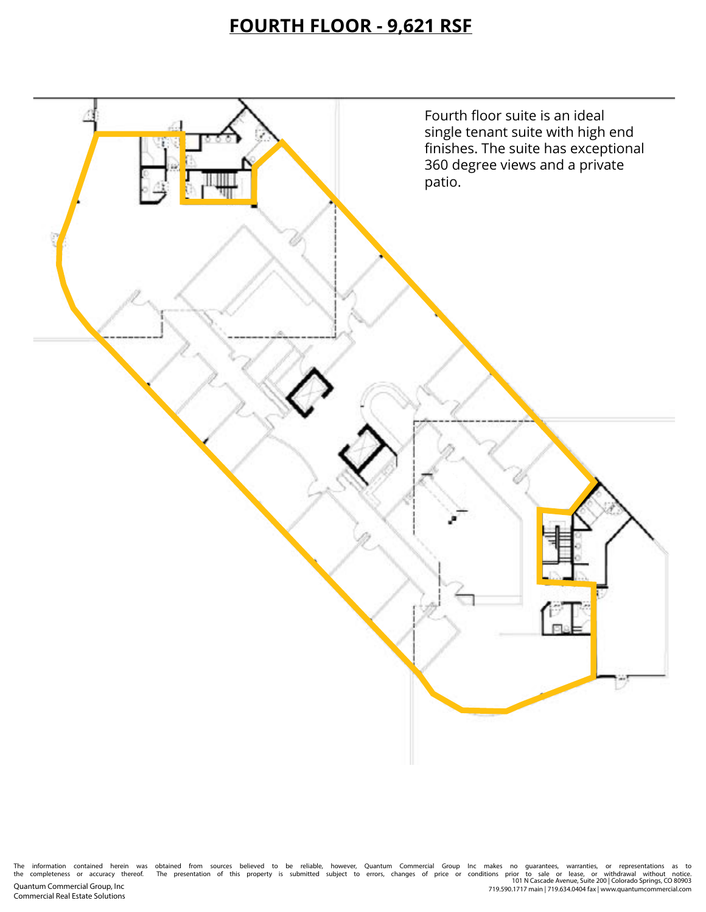# FOURTH FLOOR - 9,621 RSF

Fourth floor suite is an ideal single tenant suite with high end finishes. The suite has exceptional 360 degree views and a private patio.

The information contained herein was obtained from sources believed to be reliable, however, Quantum Commercial Group Inc makes no guarantees, warranties, or representations as to the completeness or accuracy thereof. The presentation of this property is submitted subject to errors, changes of price or conditions prior to sale or lease, or withdrawal without notice.

Quantum Commercial Group, Inc
Commercial Real Estate Solutions

101 N Cascade Avenue, Suite 200 | Colorado Springs, CO 80903
719.590.1717 main | 719.634.0404 fax | www.quantumcommercial.com